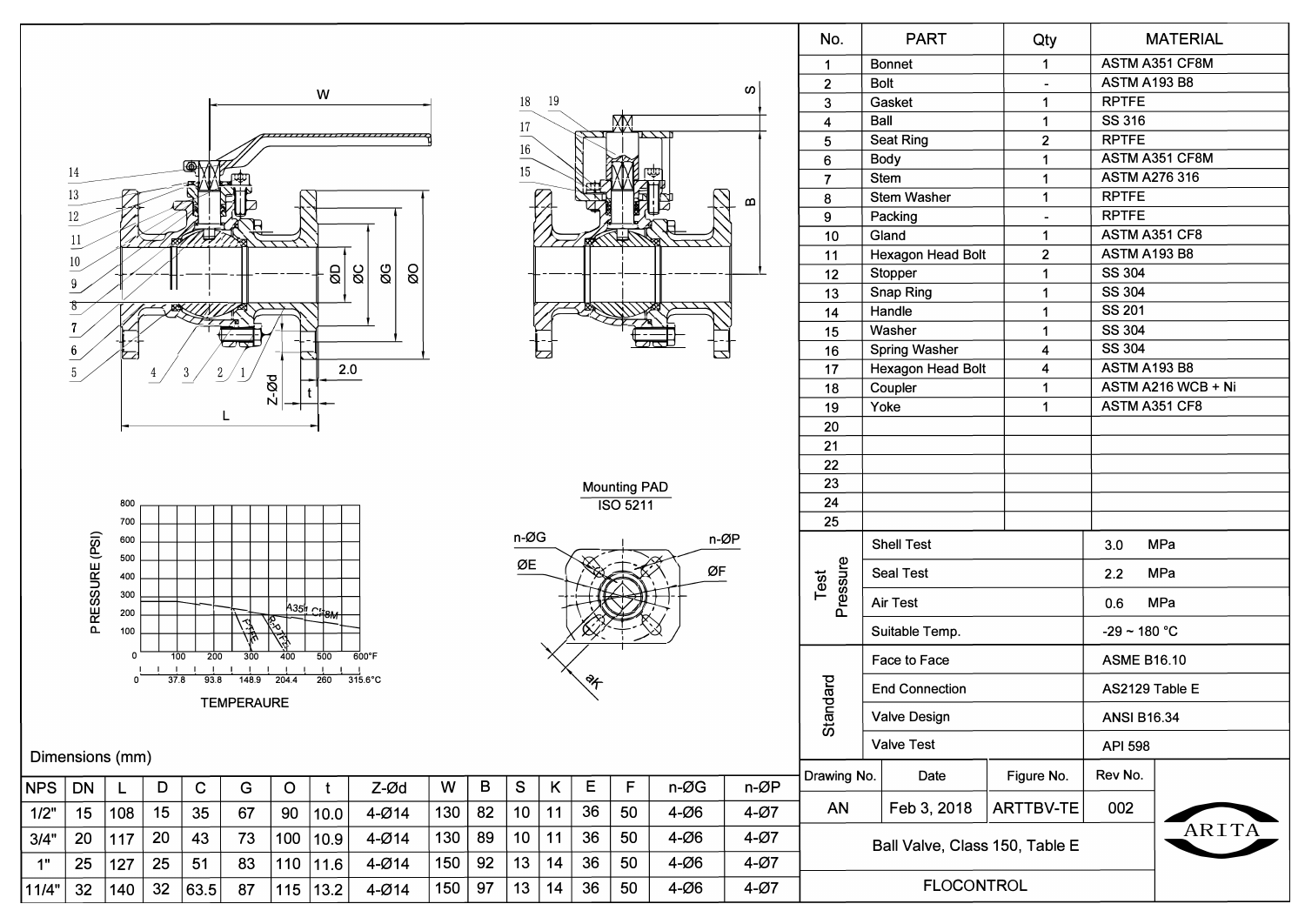| No. | PART | Qty | MATERIAL |
|---|---|---|---|
| 1 | Bonnet | 1 | ASTM A351 CF8M |
| 2 | Bolt | - | ASTM A193 B8 |
| 3 | Gasket | 1 | RPTFE |
| 4 | Ball | 1 | SS 316 |
| 5 | Seat Ring | 2 | RPTFE |
| 6 | Body | 1 | ASTM A351 CF8M |
| 7 | Stem | 1 | ASTM A276 316 |
| 8 | Stem Washer | 1 | RPTFE |
| 9 | Packing | - | RPTFE |
| 10 | Gland | 1 | ASTM A351 CF8 |
| 11 | Hexagon Head Bolt | 2 | ASTM A193 B8 |
| 12 | Stopper | 1 | SS 304 |
| 13 | Snap Ring | 1 | SS 304 |
| 14 | Handle | 1 | SS 201 |
| 15 | Washer | 1 | SS 304 |
| 16 | Spring Washer | 4 | SS 304 |
| 17 | Hexagon Head Bolt | 4 | ASTM A193 B8 |
| 18 | Coupler | 1 | ASTM A216 WCB + Ni |
| 19 | Yoke | 1 | ASTM A351 CF8 |
| 20 | | | |
| 21 | | | |
| 22 | | | |
| 23 | | | |
| 24 | | | |
| 25 | | | |

| | | |
|---|---|---|
| Test Pressure | Shell Test | 3.0 MPa |
| | Seal Test | 2.2 MPa |
| | Air Test | 0.6 MPa |
| | Suitable Temp. | -29 ~ 180 °C |
| Standard | Face to Face | ASME B16.10 |
| | End Connection | AS2129 Table E |
| | Valve Design | ANSI B16.34 |
| | Valve Test | API 598 |

Mounting PAD ISO 5211

n-ØG, ØE, n-ØP, ØF, ◇K

W, L, ØD, ØC, ØG, ØO, 2.0, Z-Ød, t, S, B

PRESSURE (PSI)

TEMPERAURE

A351 CF8M, PTFE, R-PTFE

Dimensions (mm)

| NPS | DN | L | D | C | G | O | t | Z-Ød | W | B | S | K | E | F | n-ØG | n-ØP |
|---|---|---|---|---|---|---|---|---|---|---|---|---|---|---|---|---|
| 1/2" | 15 | 108 | 15 | 35 | 67 | 90 | 10.0 | 4-Ø14 | 130 | 82 | 10 | 11 | 36 | 50 | 4-Ø6 | 4-Ø7 |
| 3/4" | 20 | 117 | 20 | 43 | 73 | 100 | 10.9 | 4-Ø14 | 130 | 89 | 10 | 11 | 36 | 50 | 4-Ø6 | 4-Ø7 |
| 1" | 25 | 127 | 25 | 51 | 83 | 110 | 11.6 | 4-Ø14 | 150 | 92 | 13 | 14 | 36 | 50 | 4-Ø6 | 4-Ø7 |
| 11/4" | 32 | 140 | 32 | 63.5 | 87 | 115 | 13.2 | 4-Ø14 | 150 | 97 | 13 | 14 | 36 | 50 | 4-Ø6 | 4-Ø7 |

| Drawing No. | Date | Figure No. | Rev No. |
|---|---|---|---|
| AN | Feb 3, 2018 | ARTTBV-TE | 002 |

Ball Valve, Class 150, Table E

FLOCONTROL

ARITA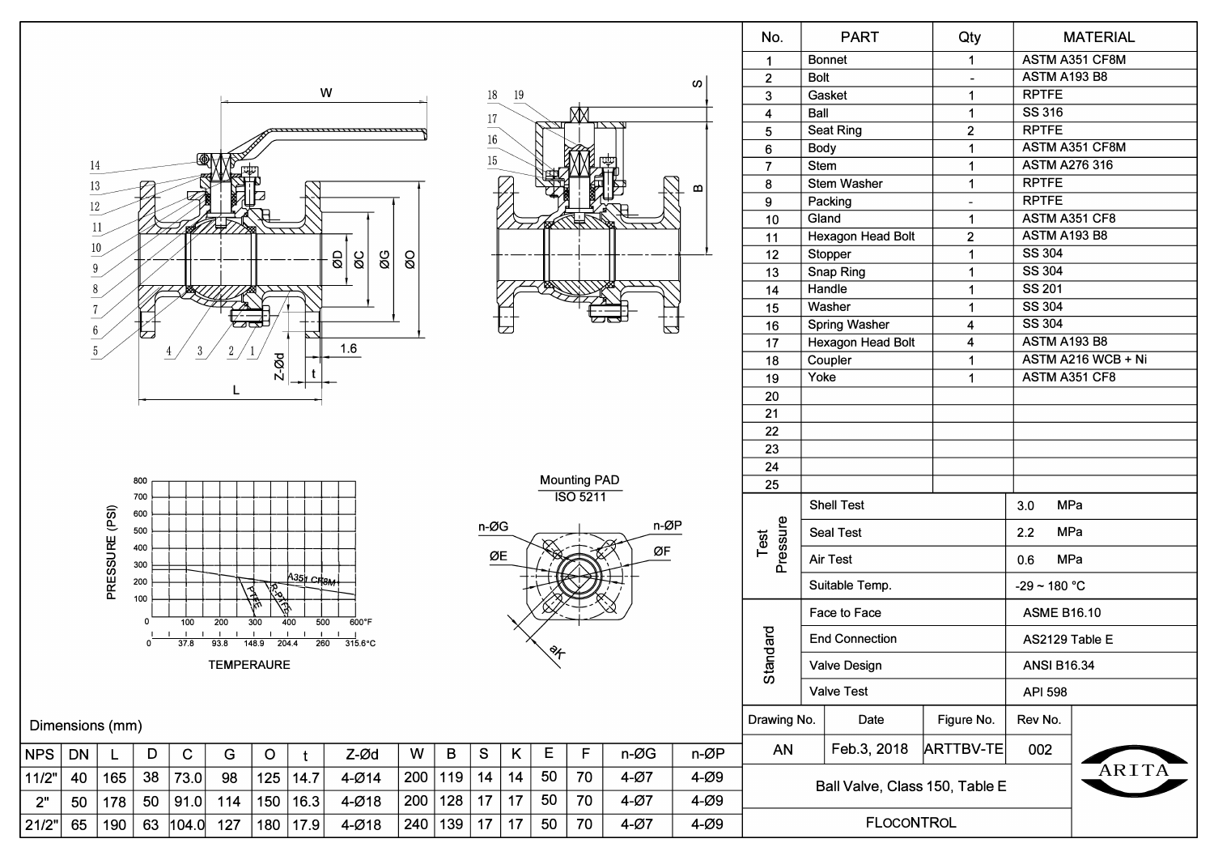| No. | PART | Qty | MATERIAL |
|---|---|---|---|
| 1 | Bonnet | 1 | ASTM A351 CF8M |
| 2 | Bolt | - | ASTM A193 B8 |
| 3 | Gasket | 1 | RPTFE |
| 4 | Ball | 1 | SS 316 |
| 5 | Seat Ring | 2 | RPTFE |
| 6 | Body | 1 | ASTM A351 CF8M |
| 7 | Stem | 1 | ASTM A276 316 |
| 8 | Stem Washer | 1 | RPTFE |
| 9 | Packing | - | RPTFE |
| 10 | Gland | 1 | ASTM A351 CF8 |
| 11 | Hexagon Head Bolt | 2 | ASTM A193 B8 |
| 12 | Stopper | 1 | SS 304 |
| 13 | Snap Ring | 1 | SS 304 |
| 14 | Handle | 1 | SS 201 |
| 15 | Washer | 1 | SS 304 |
| 16 | Spring Washer | 4 | SS 304 |
| 17 | Hexagon Head Bolt | 4 | ASTM A193 B8 |
| 18 | Coupler | 1 | ASTM A216 WCB + Ni |
| 19 | Yoke | 1 | ASTM A351 CF8 |
| 20 | | | |
| 21 | | | |
| 22 | | | |
| 23 | | | |
| 24 | | | |
| 25 | | | |

| Test Pressure | |
|---|---|
| Shell Test | 3.0 MPa |
| Seal Test | 2.2 MPa |
| Air Test | 0.6 MPa |
| Suitable Temp. | -29 ~ 180 °C |

| Standard | |
|---|---|
| Face to Face | ASME B16.10 |
| End Connection | AS2129 Table E |
| Valve Design | ANSI B16.34 |
| Valve Test | API 598 |

Mounting PAD ISO 5211

PRESSURE (PSI) vs TEMPERAURE: PTFE, R-PTFE, A351 CF8M

Dimensions (mm)

| NPS | DN | L | D | C | G | O | t | Z-Ød | W | B | S | K | E | F | n-ØG | n-ØP |
|---|---|---|---|---|---|---|---|---|---|---|---|---|---|---|---|---|
| 11/2" | 40 | 165 | 38 | 73.0 | 98 | 125 | 14.7 | 4-Ø14 | 200 | 119 | 14 | 14 | 50 | 70 | 4-Ø7 | 4-Ø9 |
| 2" | 50 | 178 | 50 | 91.0 | 114 | 150 | 16.3 | 4-Ø18 | 200 | 128 | 17 | 17 | 50 | 70 | 4-Ø7 | 4-Ø9 |
| 21/2" | 65 | 190 | 63 | 104.0 | 127 | 180 | 17.9 | 4-Ø18 | 240 | 139 | 17 | 17 | 50 | 70 | 4-Ø7 | 4-Ø9 |

| Drawing No. | Date | Figure No. | Rev No. |
|---|---|---|---|
| AN | Feb.3, 2018 | ARTTBV-TE | 002 |

Ball Valve, Class 150, Table E

FLOCONTROL

ARITA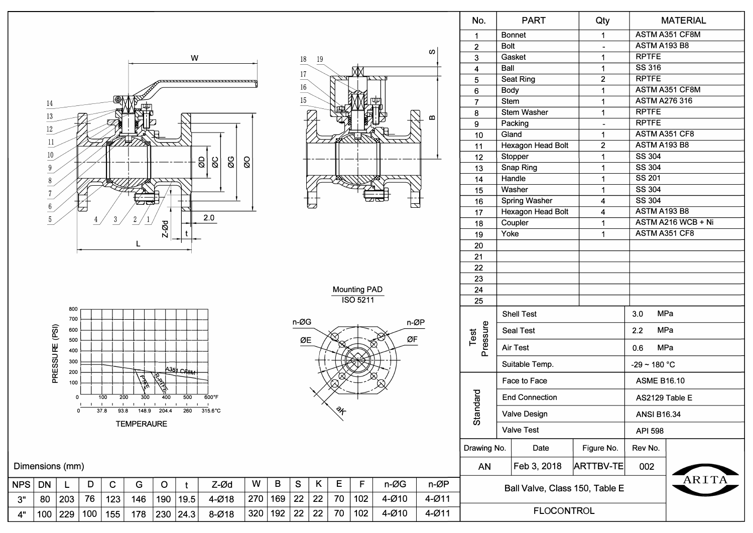| No. | PART | Qty | MATERIAL |
| --- | --- | --- | --- |
| 1 | Bonnet | 1 | ASTM A351 CF8M |
| 2 | Bolt | - | ASTM A193 B8 |
| 3 | Gasket | 1 | RPTFE |
| 4 | Ball | 1 | SS 316 |
| 5 | Seat Ring | 2 | RPTFE |
| 6 | Body | 1 | ASTM A351 CF8M |
| 7 | Stem | 1 | ASTM A276 316 |
| 8 | Stem Washer | 1 | RPTFE |
| 9 | Packing | - | RPTFE |
| 10 | Gland | 1 | ASTM A351 CF8 |
| 11 | Hexagon Head Bolt | 2 | ASTM A193 B8 |
| 12 | Stopper | 1 | SS 304 |
| 13 | Snap Ring | 1 | SS 304 |
| 14 | Handle | 1 | SS 201 |
| 15 | Washer | 1 | SS 304 |
| 16 | Spring Washer | 4 | SS 304 |
| 17 | Hexagon Head Bolt | 4 | ASTM A193 B8 |
| 18 | Coupler | 1 | ASTM A216 WCB + Ni |
| 19 | Yoke | 1 | ASTM A351 CF8 |
| 20 | | | |
| 21 | | | |
| 22 | | | |
| 23 | | | |
| 24 | | | |
| 25 | | | |

| Test Pressure | |
| --- | --- |
| Shell Test | 3.0 MPa |
| Seal Test | 2.2 MPa |
| Air Test | 0.6 MPa |
| Suitable Temp. | -29 ~ 180 °C |

| Standard | |
| --- | --- |
| Face to Face | ASME B16.10 |
| End Connection | AS2129 Table E |
| Valve Design | ANSI B16.34 |
| Valve Test | API 598 |

Mounting PAD ISO 5211

PRESSURE (PSI) / TEMPERAURE — A351 CF8M, PTFE, R-PTFE

Dimensions (mm)

| NPS | DN | L | D | C | G | O | t | Z-Ød | W | B | S | K | E | F | n-ØG | n-ØP |
| --- | --- | --- | --- | --- | --- | --- | --- | --- | --- | --- | --- | --- | --- | --- | --- | --- |
| 3" | 80 | 203 | 76 | 123 | 146 | 190 | 19.5 | 4-Ø18 | 270 | 169 | 22 | 22 | 70 | 102 | 4-Ø10 | 4-Ø11 |
| 4" | 100 | 229 | 100 | 155 | 178 | 230 | 24.3 | 8-Ø18 | 320 | 192 | 22 | 22 | 70 | 102 | 4-Ø10 | 4-Ø11 |

| Drawing No. | Date | Figure No. | Rev No. |
| --- | --- | --- | --- |
| AN | Feb 3, 2018 | ARTTBV-TE | 002 |

Ball Valve, Class 150, Table E

FLOCONTROL

ARITA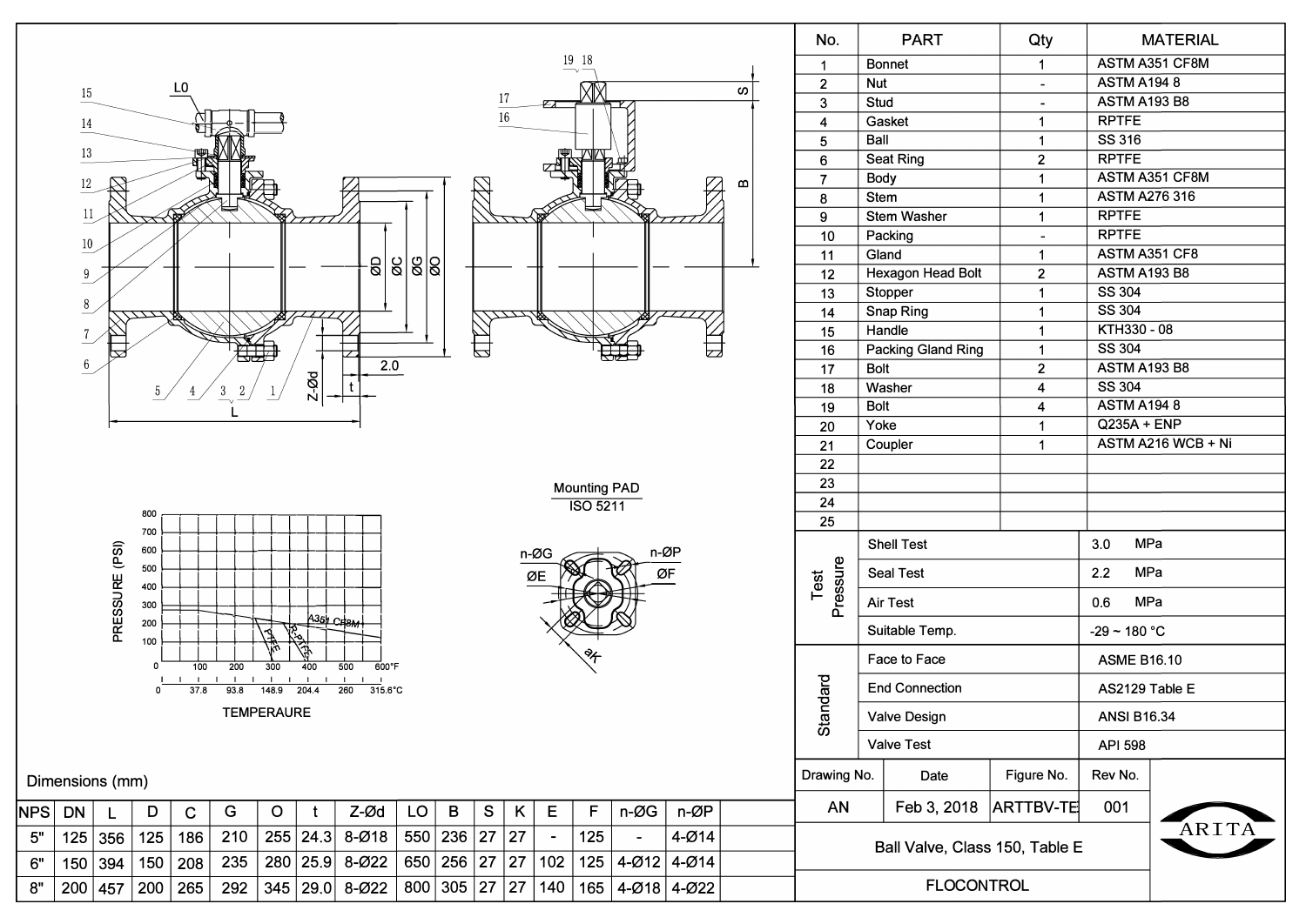| No. | PART | Qty | MATERIAL |
|---|---|---|---|
| 1 | Bonnet | 1 | ASTM A351 CF8M |
| 2 | Nut | - | ASTM A194 8 |
| 3 | Stud | - | ASTM A193 B8 |
| 4 | Gasket | 1 | RPTFE |
| 5 | Ball | 1 | SS 316 |
| 6 | Seat Ring | 2 | RPTFE |
| 7 | Body | 1 | ASTM A351 CF8M |
| 8 | Stem | 1 | ASTM A276 316 |
| 9 | Stem Washer | 1 | RPTFE |
| 10 | Packing | - | RPTFE |
| 11 | Gland | 1 | ASTM A351 CF8 |
| 12 | Hexagon Head Bolt | 2 | ASTM A193 B8 |
| 13 | Stopper | 1 | SS 304 |
| 14 | Snap Ring | 1 | SS 304 |
| 15 | Handle | 1 | KTH330 - 08 |
| 16 | Packing Gland Ring | 1 | SS 304 |
| 17 | Bolt | 2 | ASTM A193 B8 |
| 18 | Washer | 4 | SS 304 |
| 19 | Bolt | 4 | ASTM A194 8 |
| 20 | Yoke | 1 | Q235A + ENP |
| 21 | Coupler | 1 | ASTM A216 WCB + Ni |
| 22 | | | |
| 23 | | | |
| 24 | | | |
| 25 | | | |

| Test Pressure | |
|---|---|
| Shell Test | 3.0 MPa |
| Seal Test | 2.2 MPa |
| Air Test | 0.6 MPa |
| Suitable Temp. | -29 ~ 180 °C |

| Standard | |
|---|---|
| Face to Face | ASME B16.10 |
| End Connection | AS2129 Table E |
| Valve Design | ANSI B16.34 |
| Valve Test | API 598 |

Mounting PAD
ISO 5211

PRESSURE (PSI) vs TEMPERAURE: A351 CF8M, R-PTFE, PTFE

Dimensions (mm)

| NPS | DN | L | D | C | G | O | t | Z-Ød | LO | B | S | K | E | F | n-ØG | n-ØP |
|---|---|---|---|---|---|---|---|---|---|---|---|---|---|---|---|---|
| 5" | 125 | 356 | 125 | 186 | 210 | 255 | 24.3 | 8-Ø18 | 550 | 236 | 27 | 27 | - | 125 | - | 4-Ø14 |
| 6" | 150 | 394 | 150 | 208 | 235 | 280 | 25.9 | 8-Ø22 | 650 | 256 | 27 | 27 | 102 | 125 | 4-Ø12 | 4-Ø14 |
| 8" | 200 | 457 | 200 | 265 | 292 | 345 | 29.0 | 8-Ø22 | 800 | 305 | 27 | 27 | 140 | 165 | 4-Ø18 | 4-Ø22 |

| Drawing No. | Date | Figure No. | Rev No. |
|---|---|---|---|
| AN | Feb 3, 2018 | ARTTBV-TE | 001 |

Ball Valve, Class 150, Table E

FLOCONTROL

ARITA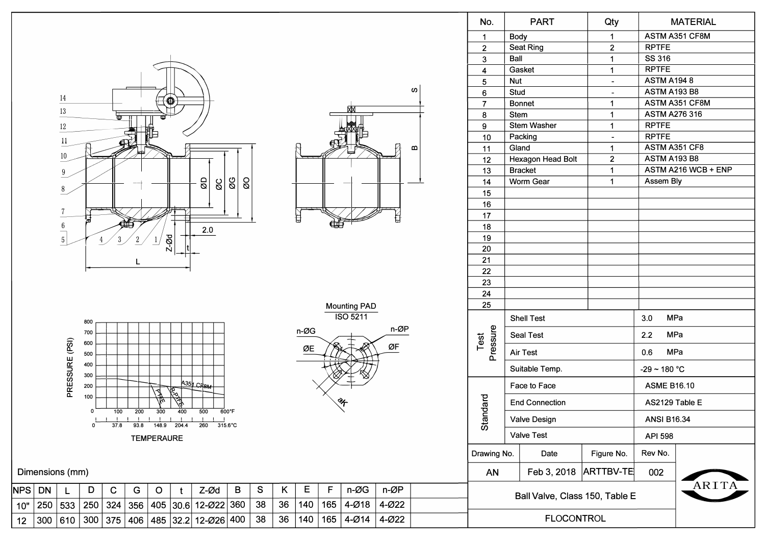| No. | PART | Qty | MATERIAL |
|---|---|---|---|
| 1 | Body | 1 | ASTM A351 CF8M |
| 2 | Seat Ring | 2 | RPTFE |
| 3 | Ball | 1 | SS 316 |
| 4 | Gasket | 1 | RPTFE |
| 5 | Nut | - | ASTM A194 8 |
| 6 | Stud | - | ASTM A193 B8 |
| 7 | Bonnet | 1 | ASTM A351 CF8M |
| 8 | Stem | 1 | ASTM A276 316 |
| 9 | Stem Washer | 1 | RPTFE |
| 10 | Packing | - | RPTFE |
| 11 | Gland | 1 | ASTM A351 CF8 |
| 12 | Hexagon Head Bolt | 2 | ASTM A193 B8 |
| 13 | Bracket | 1 | ASTM A216 WCB + ENP |
| 14 | Worm Gear | 1 | Assem Bly |
| 15 | | | |
| 16 | | | |
| 17 | | | |
| 18 | | | |
| 19 | | | |
| 20 | | | |
| 21 | | | |
| 22 | | | |
| 23 | | | |
| 24 | | | |
| 25 | | | |

| | | |
|---|---|---|
| Test Pressure | Shell Test | 3.0 MPa |
| | Seal Test | 2.2 MPa |
| | Air Test | 0.6 MPa |
| | Suitable Temp. | -29 ~ 180 °C |
| Standard | Face to Face | ASME B16.10 |
| | End Connection | AS2129 Table E |
| | Valve Design | ANSI B16.34 |
| | Valve Test | API 598 |

| Drawing No. | Date | Figure No. | Rev No. |
|---|---|---|---|
| AN | Feb 3, 2018 | ARTTBV-TE | 002 |

Ball Valve, Class 150, Table E

FLOCONTROL

ARITA

Mounting PAD
ISO 5211

n-ØG
n-ØP
ØE
ØF
øK

PRESSURE (PSI)
800
700
600
500
400
300
200
100
0
100 200 300 400 500 600°F
0 37.8 93.8 148.9 204.4 260 315.6°C
TEMPERAURE
PTFE
R-PTFE
A351 CF8M

Dimensions (mm)

| NPS | DN | L | D | C | G | O | t | Z-Ød | B | S | K | E | F | n-ØG | n-ØP |
|---|---|---|---|---|---|---|---|---|---|---|---|---|---|---|---|
| 10" | 250 | 533 | 250 | 324 | 356 | 405 | 30.6 | 12-Ø22 | 360 | 38 | 36 | 140 | 165 | 4-Ø18 | 4-Ø22 |
| 12 | 300 | 610 | 300 | 375 | 406 | 485 | 32.2 | 12-Ø26 | 400 | 38 | 36 | 140 | 165 | 4-Ø14 | 4-Ø22 |